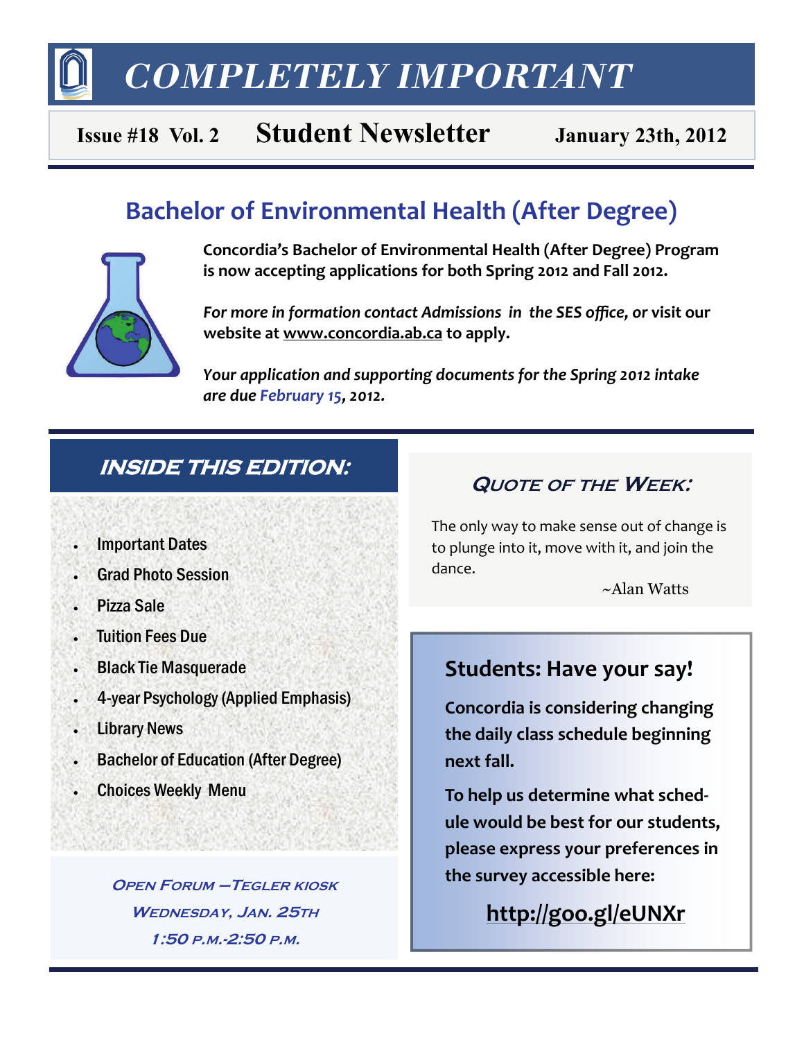# COMPLETELY IMPORTANT

**Issue #18 Vol. 2** **Student Newsletter** **January 23th, 2012**

## Bachelor of Environmental Health (After Degree)

**Concordia's Bachelor of Environmental Health (After Degree) Program is now accepting applications for both Spring 2012 and Fall 2012.**

***For more in formation contact Admissions in the SES office, or* visit our website at www.concordia.ab.ca to apply.**

***Your application and supporting documents for the Spring 2012 intake are due February 15, 2012.***

## INSIDE THIS EDITION:

- Important Dates
- Grad Photo Session
- Pizza Sale
- Tuition Fees Due
- Black Tie Masquerade
- 4-year Psychology (Applied Emphasis)
- Library News
- Bachelor of Education (After Degree)
- Choices Weekly Menu

***Open Forum —Tegler kiosk***
***Wednesday, Jan. 25th***
***1:50 p.m.-2:50 p.m.***

### *Quote of the Week:*

The only way to make sense out of change is to plunge into it, move with it, and join the dance.

~Alan Watts

### Students: Have your say!

**Concordia is considering changing the daily class schedule beginning next fall.**

**To help us determine what schedule would be best for our students, please express your preferences in the survey accessible here:**

**http://goo.gl/eUNXr**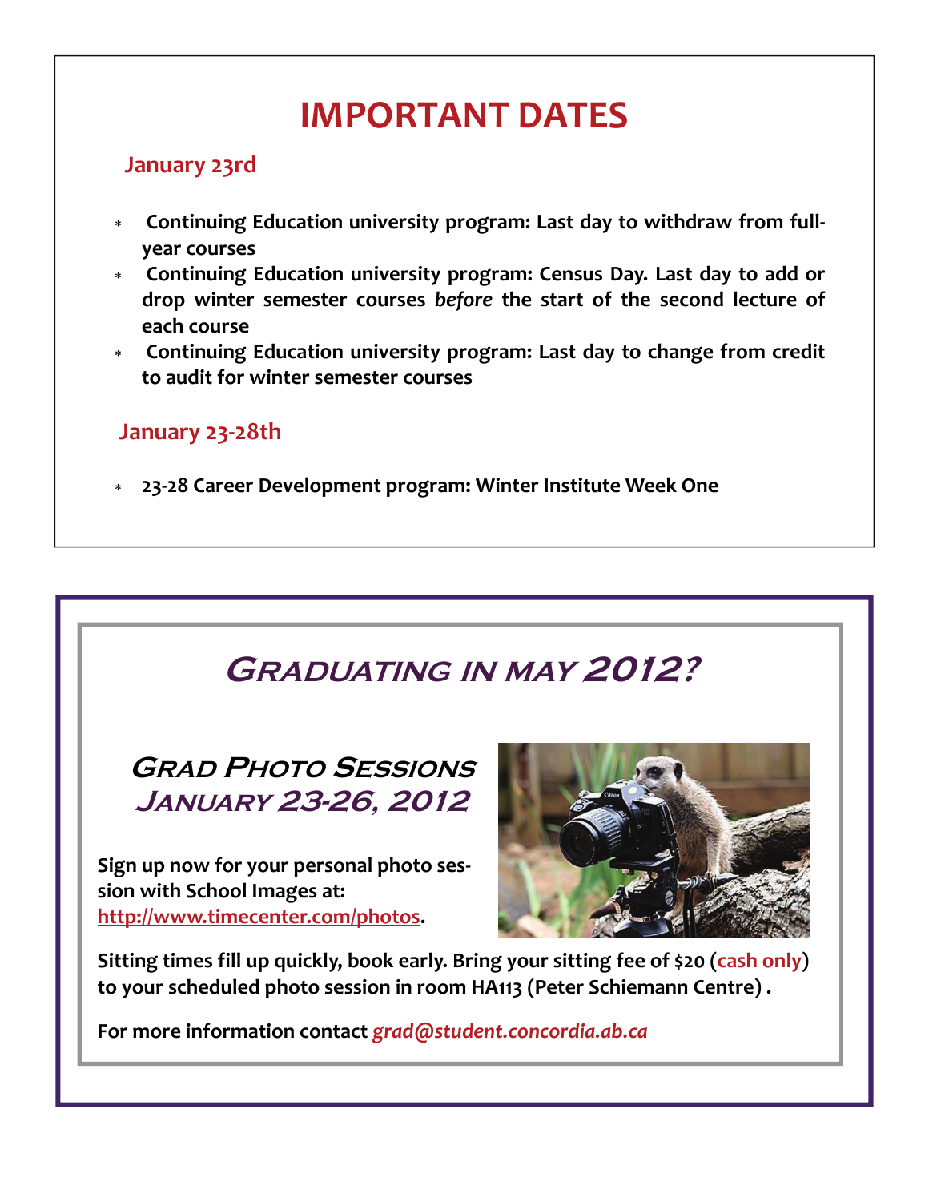# IMPORTANT DATES

## January 23rd

- Continuing Education university program: Last day to withdraw from full-year courses
- Continuing Education university program: Census Day. Last day to add or drop winter semester courses ***before*** the start of the second lecture of each course
- Continuing Education university program: Last day to change from credit to audit for winter semester courses

## January 23-28th

- **23-28 Career Development program: Winter Institute Week One**

# Graduating in May 2012?

## Grad Photo Sessions January 23-26, 2012

**Sign up now for your personal photo session with School Images at: http://www.timecenter.com/photos.**

**Sitting times fill up quickly, book early. Bring your sitting fee of $20 (cash only) to your scheduled photo session in room HA113 (Peter Schiemann Centre) .**

**For more information contact *grad@student.concordia.ab.ca***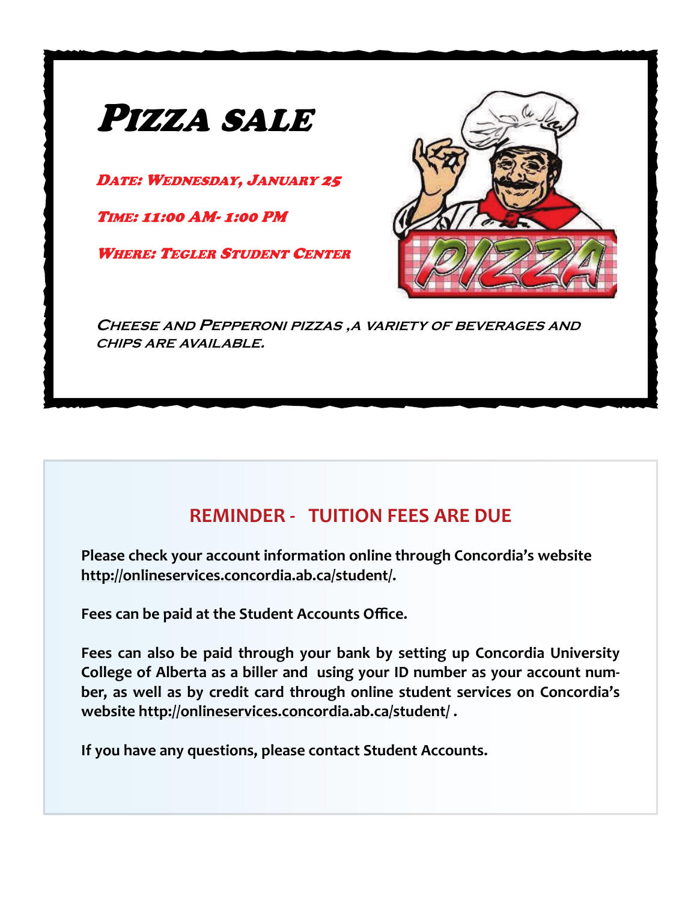# Pizza sale

***Date: Wednesday, January 25***

***Time: 11:00 AM- 1:00 PM***

***Where: Tegler Student Center***

***Cheese and Pepperoni pizzas ,a variety of beverages and chips are available.***

## REMINDER - TUITION FEES ARE DUE

**Please check your account information online through Concordia's website http://onlineservices.concordia.ab.ca/student/.**

**Fees can be paid at the Student Accounts Office.**

**Fees can also be paid through your bank by setting up Concordia University College of Alberta as a biller and using your ID number as your account number, as well as by credit card through online student services on Concordia's website http://onlineservices.concordia.ab.ca/student/ .**

**If you have any questions, please contact Student Accounts.**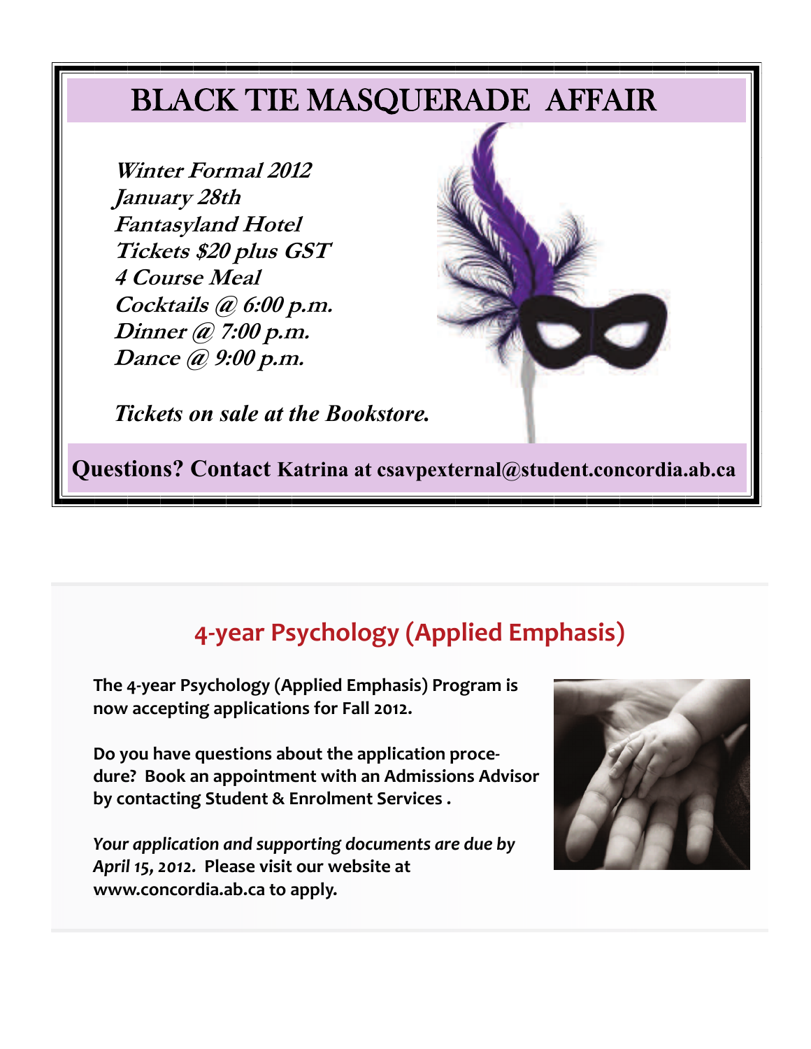# BLACK TIE MASQUERADE AFFAIR

***Winter Formal 2012***
***January 28th***
***Fantasyland Hotel***
***Tickets $20 plus GST***
***4 Course Meal***
***Cocktails @ 6:00 p.m.***
***Dinner @ 7:00 p.m.***
***Dance @ 9:00 p.m.***

***Tickets on sale at the Bookstore.***

**Questions? Contact Katrina at csavpexternal@student.concordia.ab.ca**

## 4-year Psychology (Applied Emphasis)

**The 4-year Psychology (Applied Emphasis) Program is now accepting applications for Fall 2012.**

**Do you have questions about the application procedure? Book an appointment with an Admissions Advisor by contacting Student & Enrolment Services .**

***Your application and supporting documents are due by April 15, 2012.*** **Please visit our website at www.concordia.ab.ca to apply.**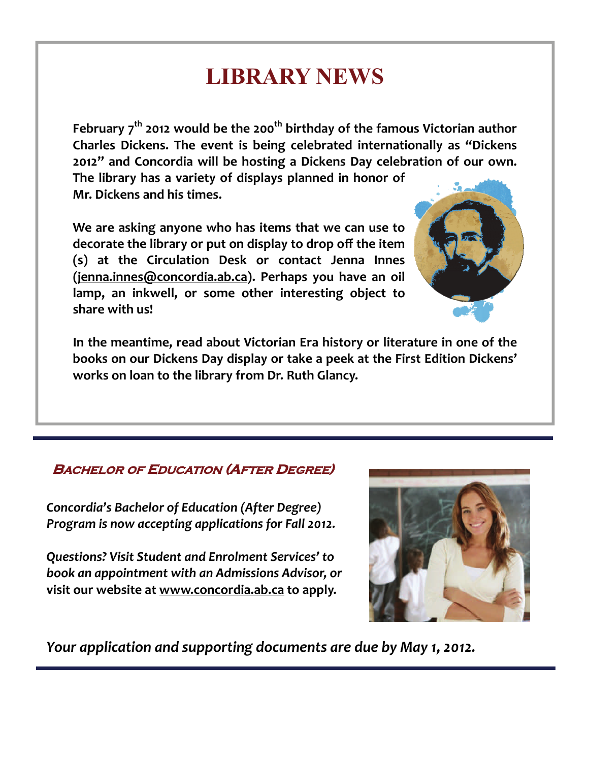# LIBRARY NEWS

**February 7th 2012 would be the 200th birthday of the famous Victorian author Charles Dickens. The event is being celebrated internationally as "Dickens 2012" and Concordia will be hosting a Dickens Day celebration of our own. The library has a variety of displays planned in honor of Mr. Dickens and his times.**

**We are asking anyone who has items that we can use to decorate the library or put on display to drop off the item (s) at the Circulation Desk or contact Jenna Innes (jenna.innes@concordia.ab.ca). Perhaps you have an oil lamp, an inkwell, or some other interesting object to share with us!**

**In the meantime, read about Victorian Era history or literature in one of the books on our Dickens Day display or take a peek at the First Edition Dickens' works on loan to the library from Dr. Ruth Glancy.**

## Bachelor of Education (After Degree)

*Concordia's Bachelor of Education (After Degree) Program is now accepting applications for Fall 2012.*

*Questions? Visit Student and Enrolment Services' to book an appointment with an Admissions Advisor, or* **visit our website at www.concordia.ab.ca to apply.**

*Your application and supporting documents are due by May 1, 2012.*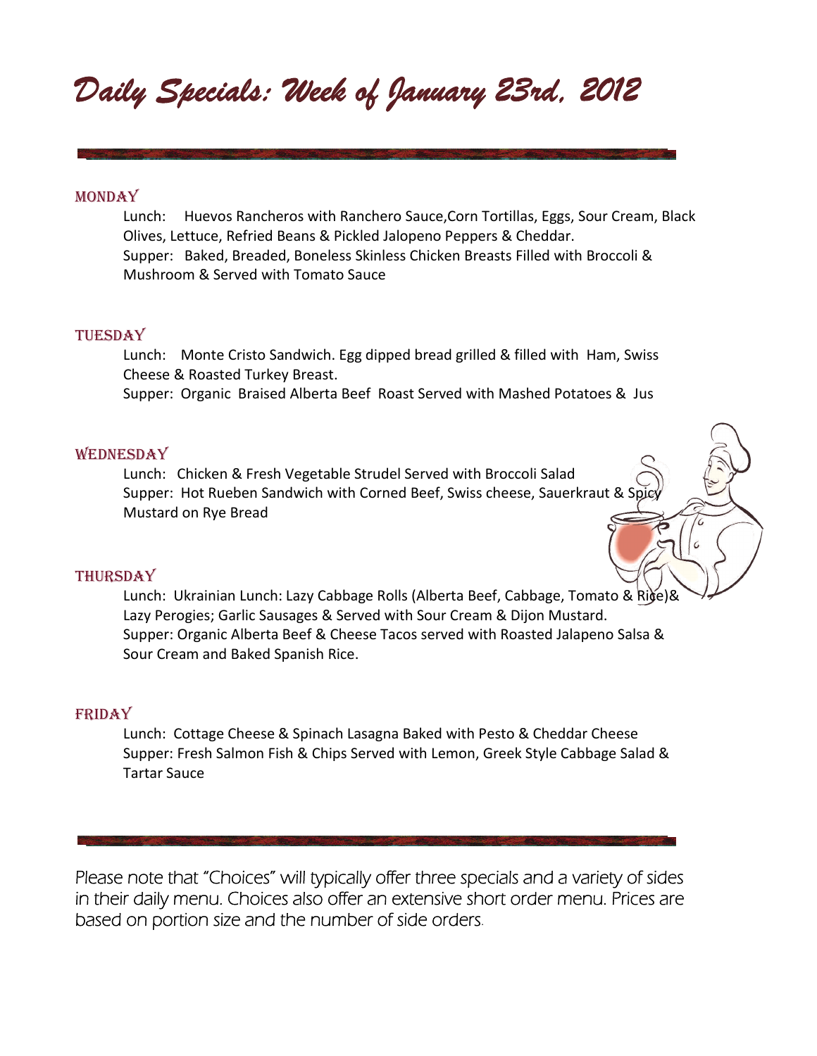# *Daily Specials: Week of January 23rd, 2012*

## MONDAY

Lunch: Huevos Rancheros with Ranchero Sauce,Corn Tortillas, Eggs, Sour Cream, Black Olives, Lettuce, Refried Beans & Pickled Jalopeno Peppers & Cheddar.
Supper: Baked, Breaded, Boneless Skinless Chicken Breasts Filled with Broccoli & Mushroom & Served with Tomato Sauce

## TUESDAY

Lunch: Monte Cristo Sandwich. Egg dipped bread grilled & filled with Ham, Swiss Cheese & Roasted Turkey Breast.
Supper: Organic Braised Alberta Beef Roast Served with Mashed Potatoes & Jus

## WEDNESDAY

Lunch: Chicken & Fresh Vegetable Strudel Served with Broccoli Salad
Supper: Hot Rueben Sandwich with Corned Beef, Swiss cheese, Sauerkraut & Spicy Mustard on Rye Bread

## THURSDAY

Lunch: Ukrainian Lunch: Lazy Cabbage Rolls (Alberta Beef, Cabbage, Tomato & Rice)& Lazy Perogies; Garlic Sausages & Served with Sour Cream & Dijon Mustard.
Supper: Organic Alberta Beef & Cheese Tacos served with Roasted Jalapeno Salsa & Sour Cream and Baked Spanish Rice.

## FRIDAY

Lunch: Cottage Cheese & Spinach Lasagna Baked with Pesto & Cheddar Cheese
Supper: Fresh Salmon Fish & Chips Served with Lemon, Greek Style Cabbage Salad & Tartar Sauce

Please note that "Choices" will typically offer three specials and a variety of sides in their daily menu. Choices also offer an extensive short order menu. Prices are based on portion size and the number of side orders.